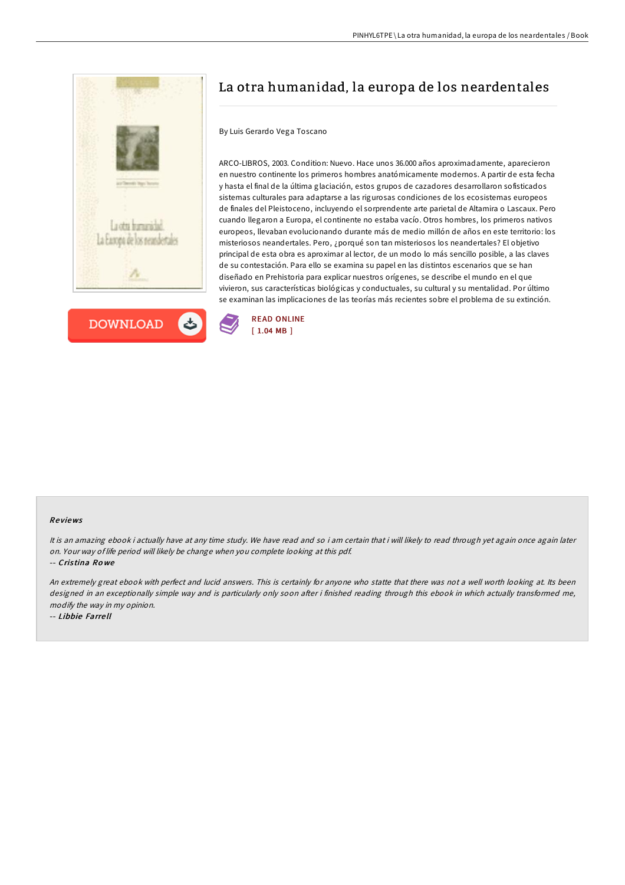# La otra humanidad, la europa de los neardentales

By Luis Gerardo Vega Toscano

ARCO-LIBROS, 2003. Condition: Nuevo. Hace unos 36.000 años aproximadamente, aparecieron en nuestro continente los primeros hombres anatómicamente modernos. A partir de esta fecha y hasta el final de la última glaciación, estos grupos de cazadores desarrollaron sofisticados sistemas culturales para adaptarse a las rigurosas condiciones de los ecosistemas europeos de finales del Pleistoceno, incluyendo el sorprendente arte parietal de Altamira o Lascaux. Pero cuando llegaron a Europa, el continente no estaba vacío. Otros hombres, los primeros nativos europeos, llevaban evolucionando durante más de medio millón de años en este territorio: los misteriosos neandertales. Pero, ¿porqué son tan misteriosos los neandertales? El objetivo principal de esta obra es aproximar al lector, de un modo lo más sencillo posible, a las claves de su contestación. Para ello se examina su papel en las distintos escenarios que se han diseñado en Prehistoria para explicar nuestros orígenes, se describe el mundo en el que vivieron, sus características biológicas y conductuales, su cultural y su mentalidad. Por último se examinan las implicaciones de las teorías más recientes sobre el problema de su extinción.

DOWNLOAD

READ ONLINE
[ 1.04 MB ]

## Reviews

*It is an amazing ebook i actually have at any time study. We have read and so i am certain that i will likely to read through yet again once again later on. Your way of life period will likely be change when you complete looking at this pdf.*

-- ***Cristina Rowe***

*An extremely great ebook with perfect and lucid answers. This is certainly for anyone who statte that there was not a well worth looking at. Its been designed in an exceptionally simple way and is particularly only soon after i finished reading through this ebook in which actually transformed me, modify the way in my opinion.*

-- ***Libbie Farrell***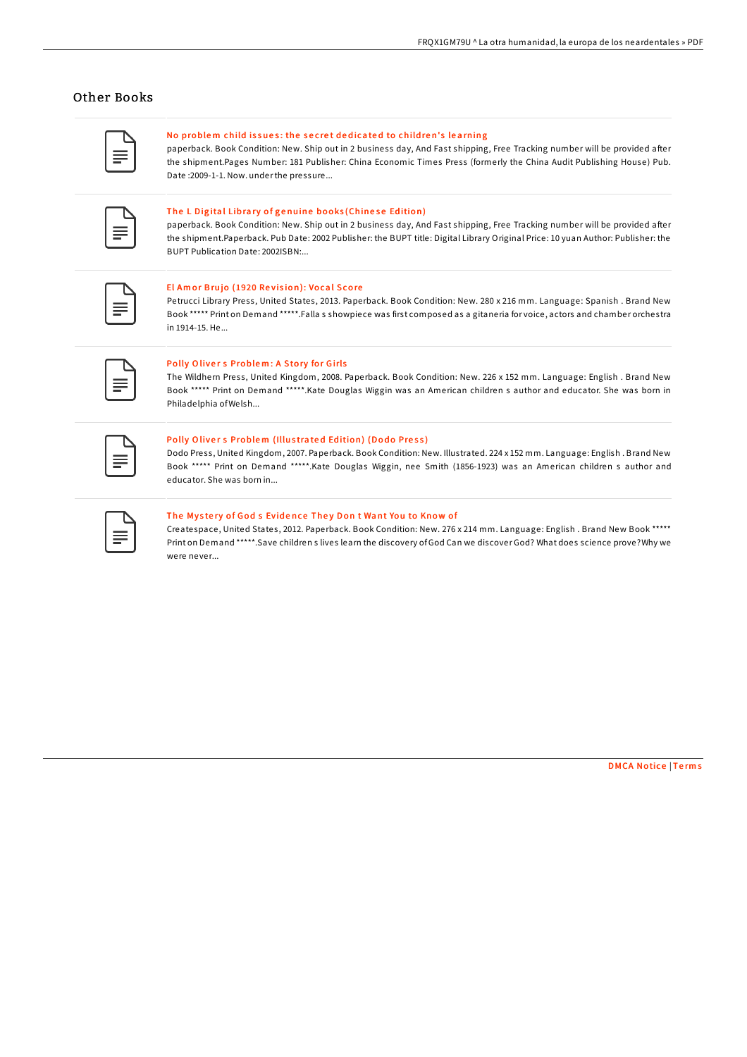## Other Books

### No problem child issues: the secret dedicated to children's learning

paperback. Book Condition: New. Ship out in 2 business day, And Fast shipping, Free Tracking number will be provided after the shipment.Pages Number: 181 Publisher: China Economic Times Press (formerly the China Audit Publishing House) Pub. Date :2009-1-1. Now. under the pressure...

### The L Digital Library of genuine books(Chinese Edition)

paperback. Book Condition: New. Ship out in 2 business day, And Fast shipping, Free Tracking number will be provided after the shipment.Paperback. Pub Date: 2002 Publisher: the BUPT title: Digital Library Original Price: 10 yuan Author: Publisher: the BUPT Publication Date: 2002ISBN:...

### El Amor Brujo (1920 Revision): Vocal Score

Petrucci Library Press, United States, 2013. Paperback. Book Condition: New. 280 x 216 mm. Language: Spanish . Brand New Book ***** Print on Demand *****.Falla s showpiece was first composed as a gitaneria for voice, actors and chamber orchestra in 1914-15. He...

### Polly Oliver s Problem: A Story for Girls

The Wildhern Press, United Kingdom, 2008. Paperback. Book Condition: New. 226 x 152 mm. Language: English . Brand New Book ***** Print on Demand *****.Kate Douglas Wiggin was an American children s author and educator. She was born in Philadelphia of Welsh...

### Polly Oliver s Problem (Illustrated Edition) (Dodo Press)

Dodo Press, United Kingdom, 2007. Paperback. Book Condition: New. Illustrated. 224 x 152 mm. Language: English . Brand New Book ***** Print on Demand *****.Kate Douglas Wiggin, nee Smith (1856-1923) was an American children s author and educator. She was born in...

### The Mystery of God s Evidence They Don t Want You to Know of

Createspace, United States, 2012. Paperback. Book Condition: New. 276 x 214 mm. Language: English . Brand New Book ***** Print on Demand *****.Save children s lives learn the discovery of God Can we discover God? What does science prove? Why we were never...

DMCA Notice | Terms